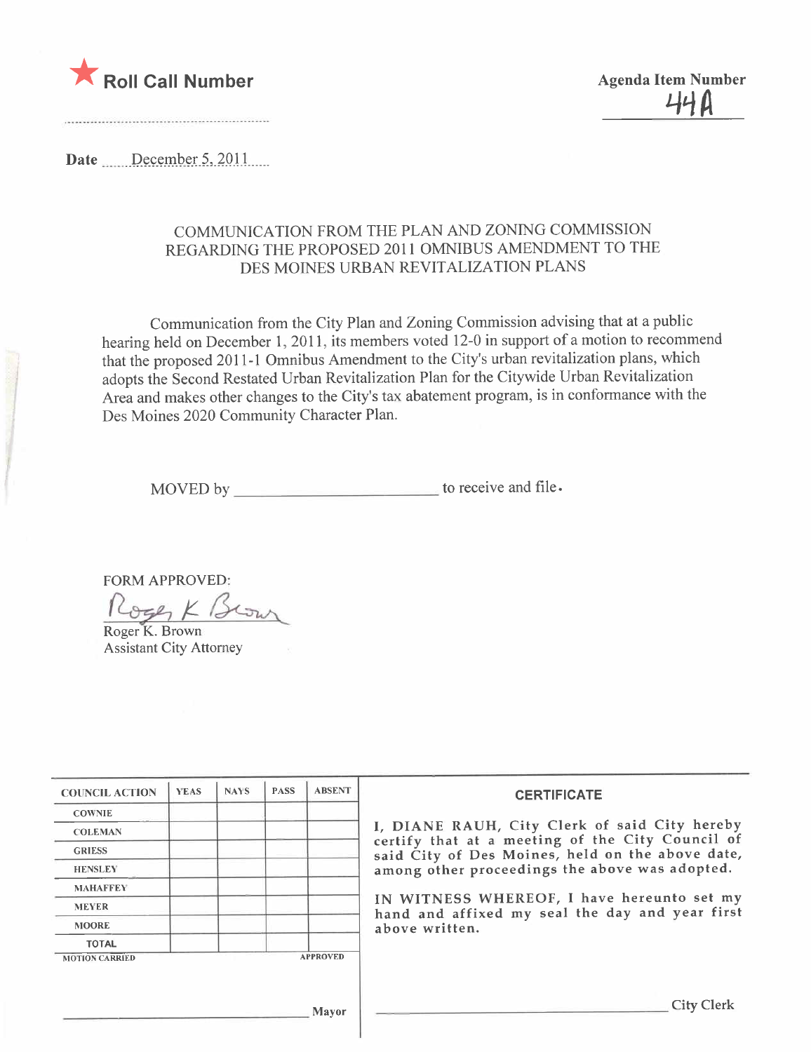★ Roll Call Number

Agenda Item Number
44A

Date December 5, 2011

COMMUNICATION FROM THE PLAN AND ZONING COMMISSION REGARDING THE PROPOSED 2011 OMNIBUS AMENDMENT TO THE DES MOINES URBAN REVITALIZATION PLANS

Communication from the City Plan and Zoning Commission advising that at a public hearing held on December 1, 2011, its members voted 12-0 in support of a motion to recommend that the proposed 2011-1 Omnibus Amendment to the City's urban revitalization plans, which adopts the Second Restated Urban Revitalization Plan for the Citywide Urban Revitalization Area and makes other changes to the City's tax abatement program, is in conformance with the Des Moines 2020 Community Character Plan.

MOVED by ________________________ to receive and file.

FORM APPROVED:

Roger K. Brown
Roger K. Brown
Assistant City Attorney

| COUNCIL ACTION | YEAS | NAYS | PASS | ABSENT |
|---|---|---|---|---|
| COWNIE | | | | |
| COLEMAN | | | | |
| GRIESS | | | | |
| HENSLEY | | | | |
| MAHAFFEY | | | | |
| MEYER | | | | |
| MOORE | | | | |
| TOTAL | | | | |

MOTION CARRIED APPROVED

______________________ Mayor

**CERTIFICATE**

I, DIANE RAUH, City Clerk of said City hereby certify that at a meeting of the City Council of said City of Des Moines, held on the above date, among other proceedings the above was adopted.

IN WITNESS WHEREOF, I have hereunto set my hand and affixed my seal the day and year first above written.

______________________ City Clerk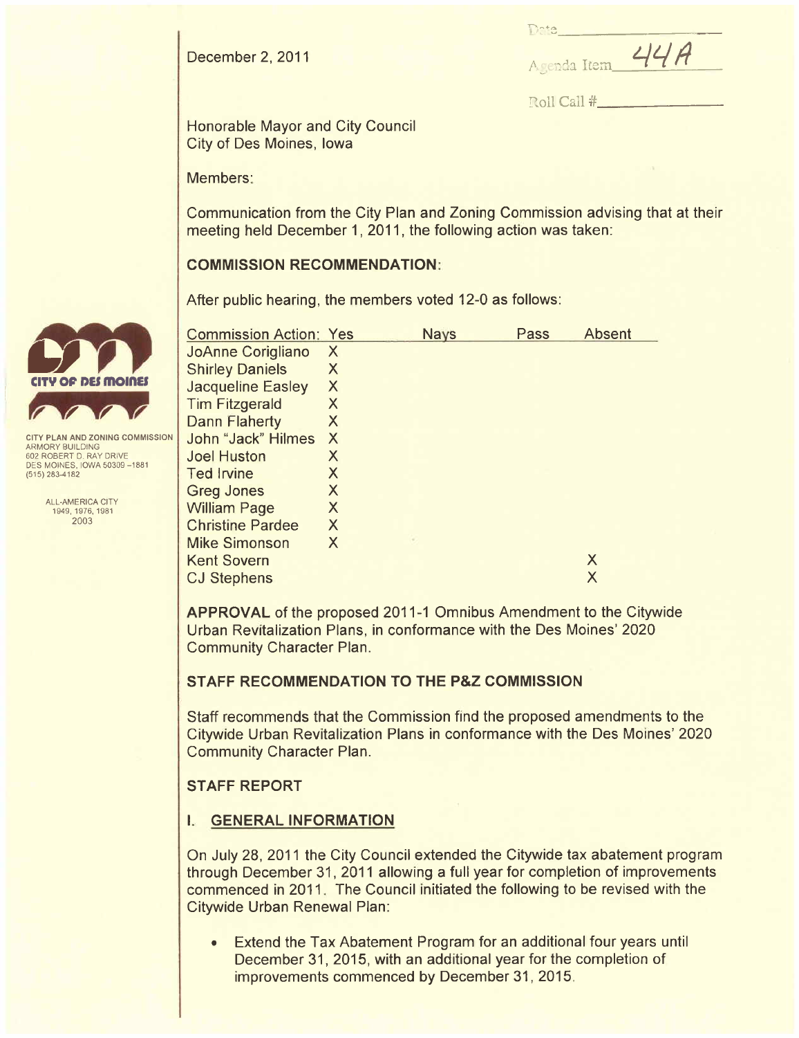December 2, 2011

Date ____________

Agenda Item 44A

Roll Call # ____________

Honorable Mayor and City Council
City of Des Moines, Iowa

Members:

Communication from the City Plan and Zoning Commission advising that at their meeting held December 1, 2011, the following action was taken:

**COMMISSION RECOMMENDATION:**

After public hearing, the members voted 12-0 as follows:

| Commission Action: | Yes | Nays | Pass | Absent |
|---|---|---|---|---|
| JoAnne Corigliano | X | | | |
| Shirley Daniels | X | | | |
| Jacqueline Easley | X | | | |
| Tim Fitzgerald | X | | | |
| Dann Flaherty | X | | | |
| John "Jack" Hilmes | X | | | |
| Joel Huston | X | | | |
| Ted Irvine | X | | | |
| Greg Jones | X | | | |
| William Page | X | | | |
| Christine Pardee | X | | | |
| Mike Simonson | X | | | |
| Kent Sovern | | | | X |
| CJ Stephens | | | | X |

CITY PLAN AND ZONING COMMISSION
ARMORY BUILDING
602 ROBERT D. RAY DRIVE
DES MOINES, IOWA 50309 –1881
(515) 283-4182

ALL-AMERICA CITY
1949, 1976, 1981
2003

**APPROVAL** of the proposed 2011-1 Omnibus Amendment to the Citywide Urban Revitalization Plans, in conformance with the Des Moines' 2020 Community Character Plan.

**STAFF RECOMMENDATION TO THE P&Z COMMISSION**

Staff recommends that the Commission find the proposed amendments to the Citywide Urban Revitalization Plans in conformance with the Des Moines' 2020 Community Character Plan.

**STAFF REPORT**

**I. GENERAL INFORMATION**

On July 28, 2011 the City Council extended the Citywide tax abatement program through December 31, 2011 allowing a full year for completion of improvements commenced in 2011. The Council initiated the following to be revised with the Citywide Urban Renewal Plan:

- Extend the Tax Abatement Program for an additional four years until December 31, 2015, with an additional year for the completion of improvements commenced by December 31, 2015.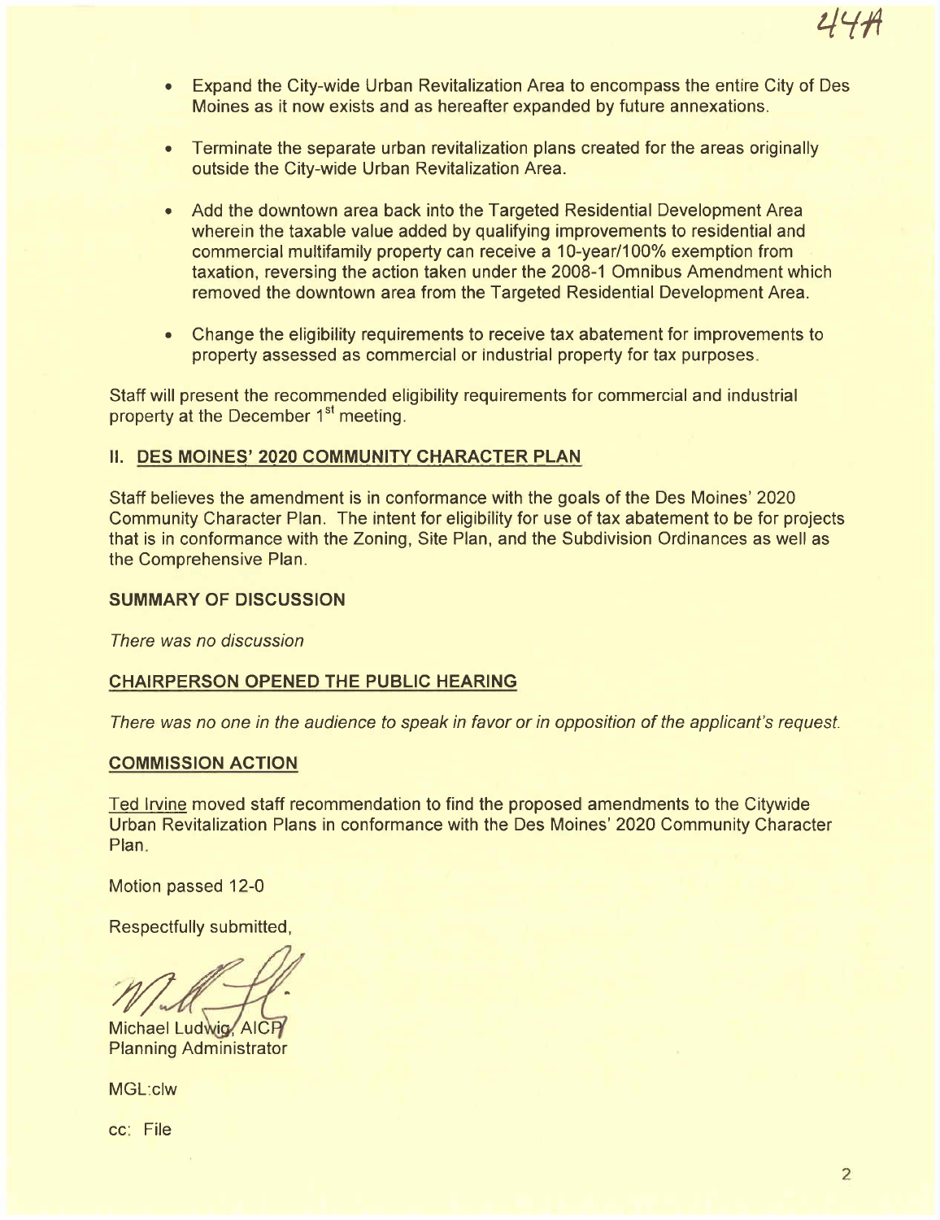44A

- Expand the City-wide Urban Revitalization Area to encompass the entire City of Des Moines as it now exists and as hereafter expanded by future annexations.
- Terminate the separate urban revitalization plans created for the areas originally outside the City-wide Urban Revitalization Area.
- Add the downtown area back into the Targeted Residential Development Area wherein the taxable value added by qualifying improvements to residential and commercial multifamily property can receive a 10-year/100% exemption from taxation, reversing the action taken under the 2008-1 Omnibus Amendment which removed the downtown area from the Targeted Residential Development Area.
- Change the eligibility requirements to receive tax abatement for improvements to property assessed as commercial or industrial property for tax purposes.

Staff will present the recommended eligibility requirements for commercial and industrial property at the December 1st meeting.

## II. DES MOINES' 2020 COMMUNITY CHARACTER PLAN

Staff believes the amendment is in conformance with the goals of the Des Moines' 2020 Community Character Plan. The intent for eligibility for use of tax abatement to be for projects that is in conformance with the Zoning, Site Plan, and the Subdivision Ordinances as well as the Comprehensive Plan.

**SUMMARY OF DISCUSSION**

*There was no discussion*

**CHAIRPERSON OPENED THE PUBLIC HEARING**

*There was no one in the audience to speak in favor or in opposition of the applicant's request.*

**COMMISSION ACTION**

Ted Irvine moved staff recommendation to find the proposed amendments to the Citywide Urban Revitalization Plans in conformance with the Des Moines' 2020 Community Character Plan.

Motion passed 12-0

Respectfully submitted,

Michael Ludwig, AICP
Planning Administrator

MGL:clw

cc: File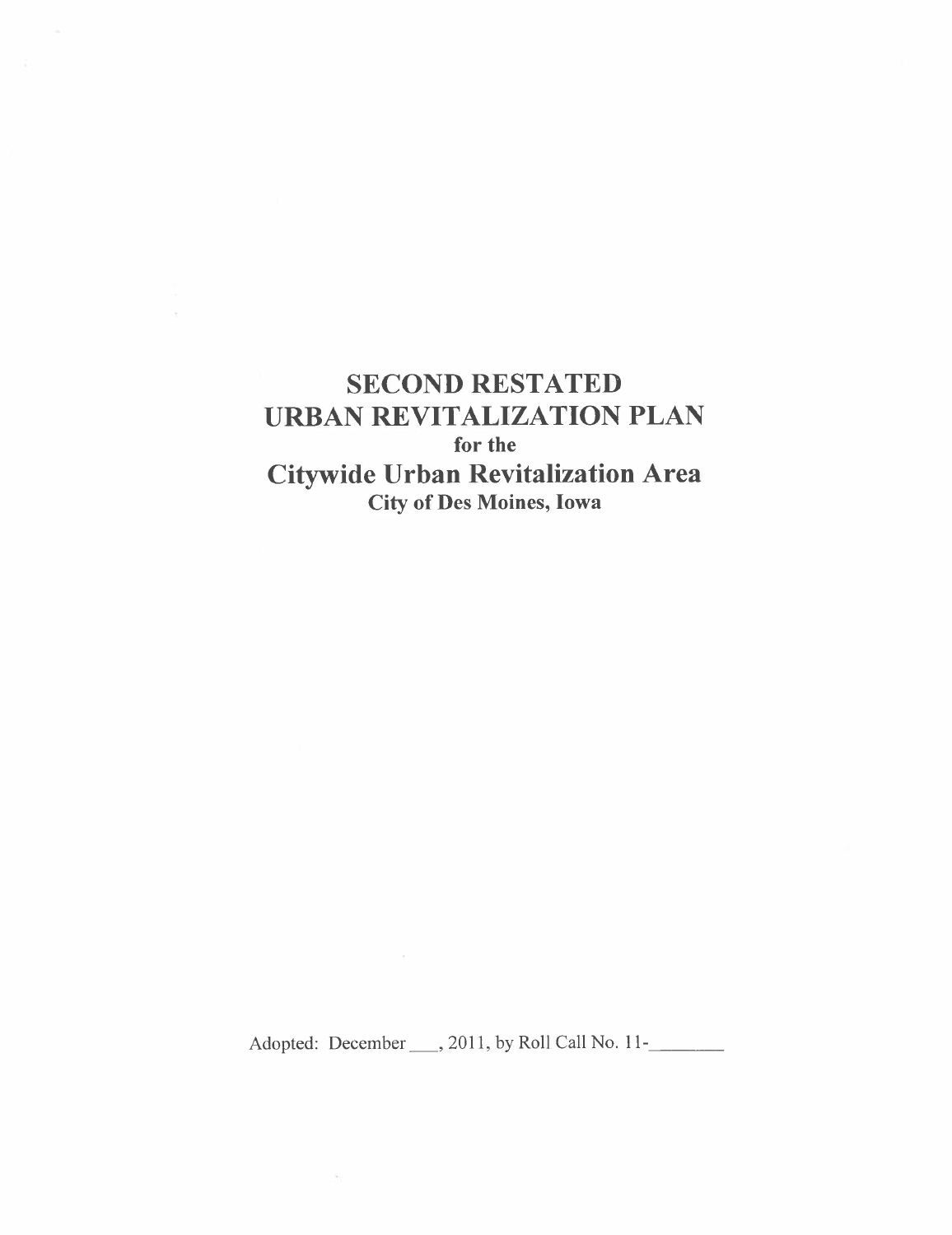# SECOND RESTATED
# URBAN REVITALIZATION PLAN
## for the
# Citywide Urban Revitalization Area
### City of Des Moines, Iowa

Adopted: December ___, 2011, by Roll Call No. 11-_______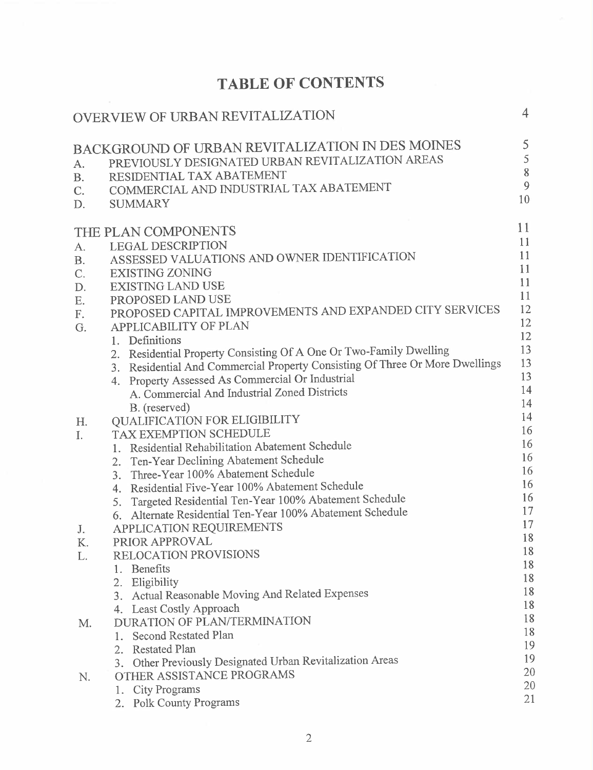# TABLE OF CONTENTS

| | | |
|---|---|---|
| | OVERVIEW OF URBAN REVITALIZATION | 4 |
| | BACKGROUND OF URBAN REVITALIZATION IN DES MOINES | 5 |
| A. | PREVIOUSLY DESIGNATED URBAN REVITALIZATION AREAS | 5 |
| B. | RESIDENTIAL TAX ABATEMENT | 8 |
| C. | COMMERCIAL AND INDUSTRIAL TAX ABATEMENT | 9 |
| D. | SUMMARY | 10 |
| | THE PLAN COMPONENTS | 11 |
| A. | LEGAL DESCRIPTION | 11 |
| B. | ASSESSED VALUATIONS AND OWNER IDENTIFICATION | 11 |
| C. | EXISTING ZONING | 11 |
| D. | EXISTING LAND USE | 11 |
| E. | PROPOSED LAND USE | 11 |
| F. | PROPOSED CAPITAL IMPROVEMENTS AND EXPANDED CITY SERVICES | 12 |
| G. | APPLICABILITY OF PLAN | 12 |
| | 1. Definitions | 12 |
| | 2. Residential Property Consisting Of A One Or Two-Family Dwelling | 13 |
| | 3. Residential And Commercial Property Consisting Of Three Or More Dwellings | 13 |
| | 4. Property Assessed As Commercial Or Industrial | 13 |
| | A. Commercial And Industrial Zoned Districts | 14 |
| | B. (reserved) | 14 |
| H. | QUALIFICATION FOR ELIGIBILITY | 14 |
| I. | TAX EXEMPTION SCHEDULE | 16 |
| | 1. Residential Rehabilitation Abatement Schedule | 16 |
| | 2. Ten-Year Declining Abatement Schedule | 16 |
| | 3. Three-Year 100% Abatement Schedule | 16 |
| | 4. Residential Five-Year 100% Abatement Schedule | 16 |
| | 5. Targeted Residential Ten-Year 100% Abatement Schedule | 16 |
| | 6. Alternate Residential Ten-Year 100% Abatement Schedule | 17 |
| J. | APPLICATION REQUIREMENTS | 17 |
| K. | PRIOR APPROVAL | 18 |
| L. | RELOCATION PROVISIONS | 18 |
| | 1. Benefits | 18 |
| | 2. Eligibility | 18 |
| | 3. Actual Reasonable Moving And Related Expenses | 18 |
| | 4. Least Costly Approach | 18 |
| M. | DURATION OF PLAN/TERMINATION | 18 |
| | 1. Second Restated Plan | 18 |
| | 2. Restated Plan | 19 |
| | 3. Other Previously Designated Urban Revitalization Areas | 19 |
| N. | OTHER ASSISTANCE PROGRAMS | 20 |
| | 1. City Programs | 20 |
| | 2. Polk County Programs | 21 |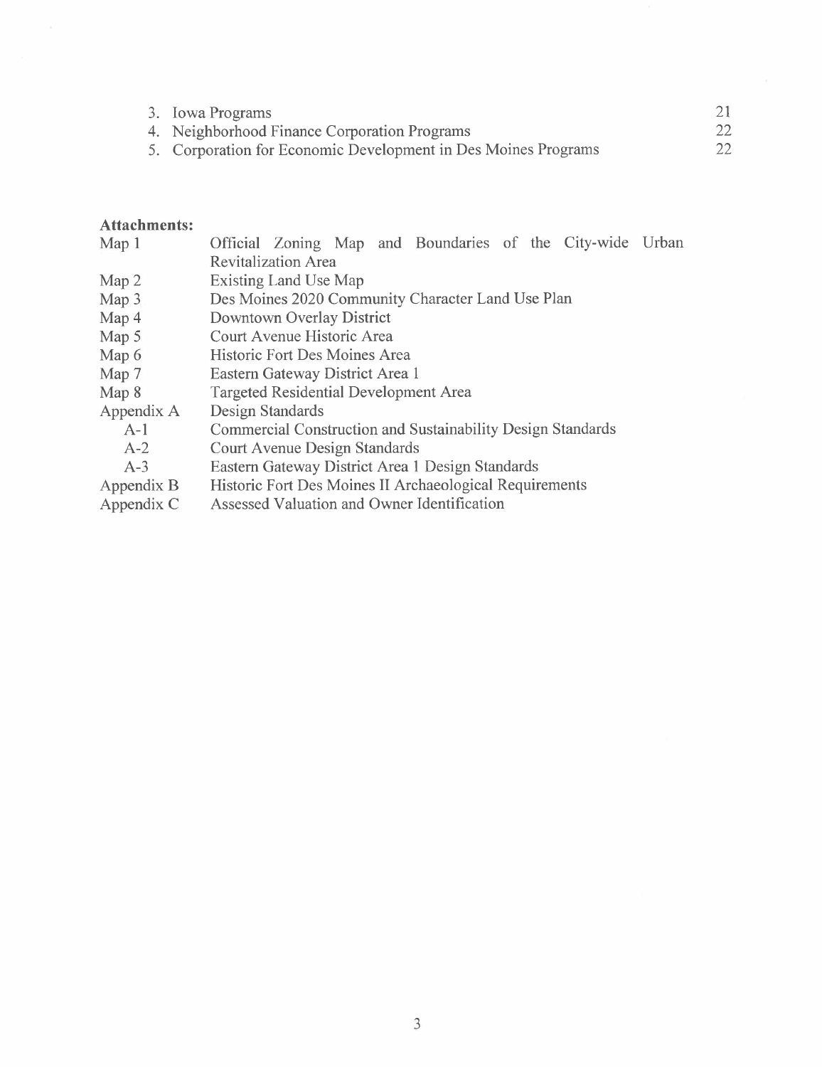3. Iowa Programs 21
4. Neighborhood Finance Corporation Programs 22
5. Corporation for Economic Development in Des Moines Programs 22

**Attachments:**

| | |
|---|---|
| Map 1 | Official Zoning Map and Boundaries of the City-wide Urban Revitalization Area |
| Map 2 | Existing Land Use Map |
| Map 3 | Des Moines 2020 Community Character Land Use Plan |
| Map 4 | Downtown Overlay District |
| Map 5 | Court Avenue Historic Area |
| Map 6 | Historic Fort Des Moines Area |
| Map 7 | Eastern Gateway District Area 1 |
| Map 8 | Targeted Residential Development Area |
| Appendix A | Design Standards |
| A-1 | Commercial Construction and Sustainability Design Standards |
| A-2 | Court Avenue Design Standards |
| A-3 | Eastern Gateway District Area 1 Design Standards |
| Appendix B | Historic Fort Des Moines II Archaeological Requirements |
| Appendix C | Assessed Valuation and Owner Identification |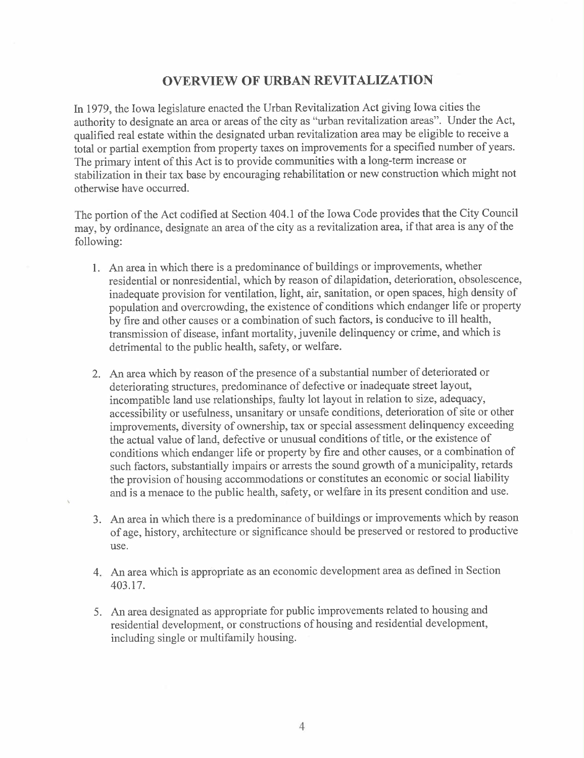## OVERVIEW OF URBAN REVITALIZATION

In 1979, the Iowa legislature enacted the Urban Revitalization Act giving Iowa cities the authority to designate an area or areas of the city as "urban revitalization areas". Under the Act, qualified real estate within the designated urban revitalization area may be eligible to receive a total or partial exemption from property taxes on improvements for a specified number of years. The primary intent of this Act is to provide communities with a long-term increase or stabilization in their tax base by encouraging rehabilitation or new construction which might not otherwise have occurred.

The portion of the Act codified at Section 404.1 of the Iowa Code provides that the City Council may, by ordinance, designate an area of the city as a revitalization area, if that area is any of the following:

1. An area in which there is a predominance of buildings or improvements, whether residential or nonresidential, which by reason of dilapidation, deterioration, obsolescence, inadequate provision for ventilation, light, air, sanitation, or open spaces, high density of population and overcrowding, the existence of conditions which endanger life or property by fire and other causes or a combination of such factors, is conducive to ill health, transmission of disease, infant mortality, juvenile delinquency or crime, and which is detrimental to the public health, safety, or welfare.

2. An area which by reason of the presence of a substantial number of deteriorated or deteriorating structures, predominance of defective or inadequate street layout, incompatible land use relationships, faulty lot layout in relation to size, adequacy, accessibility or usefulness, unsanitary or unsafe conditions, deterioration of site or other improvements, diversity of ownership, tax or special assessment delinquency exceeding the actual value of land, defective or unusual conditions of title, or the existence of conditions which endanger life or property by fire and other causes, or a combination of such factors, substantially impairs or arrests the sound growth of a municipality, retards the provision of housing accommodations or constitutes an economic or social liability and is a menace to the public health, safety, or welfare in its present condition and use.

3. An area in which there is a predominance of buildings or improvements which by reason of age, history, architecture or significance should be preserved or restored to productive use.

4. An area which is appropriate as an economic development area as defined in Section 403.17.

5. An area designated as appropriate for public improvements related to housing and residential development, or constructions of housing and residential development, including single or multifamily housing.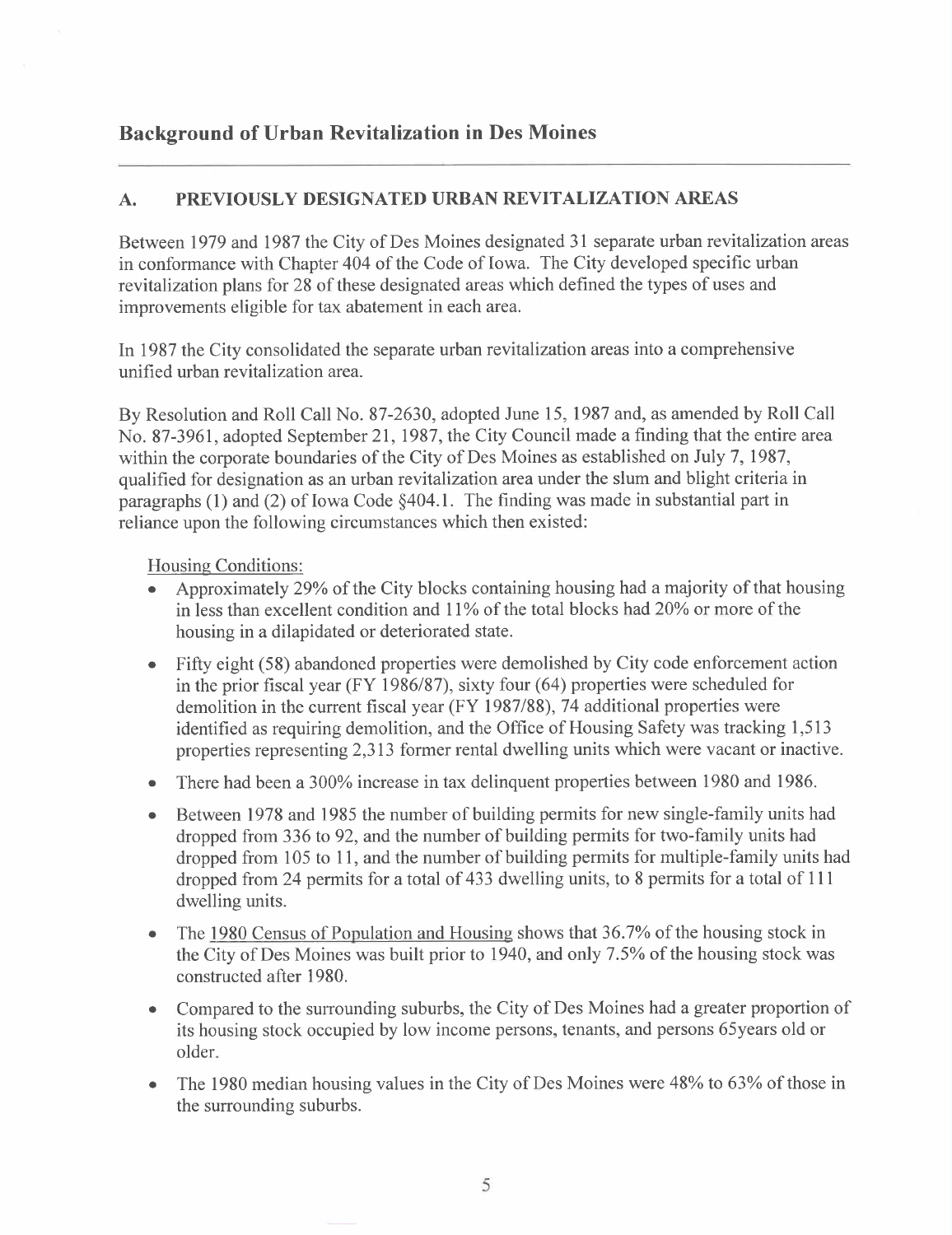## Background of Urban Revitalization in Des Moines

### A. PREVIOUSLY DESIGNATED URBAN REVITALIZATION AREAS

Between 1979 and 1987 the City of Des Moines designated 31 separate urban revitalization areas in conformance with Chapter 404 of the Code of Iowa. The City developed specific urban revitalization plans for 28 of these designated areas which defined the types of uses and improvements eligible for tax abatement in each area.

In 1987 the City consolidated the separate urban revitalization areas into a comprehensive unified urban revitalization area.

By Resolution and Roll Call No. 87-2630, adopted June 15, 1987 and, as amended by Roll Call No. 87-3961, adopted September 21, 1987, the City Council made a finding that the entire area within the corporate boundaries of the City of Des Moines as established on July 7, 1987, qualified for designation as an urban revitalization area under the slum and blight criteria in paragraphs (1) and (2) of Iowa Code §404.1. The finding was made in substantial part in reliance upon the following circumstances which then existed:

Housing Conditions:

- Approximately 29% of the City blocks containing housing had a majority of that housing in less than excellent condition and 11% of the total blocks had 20% or more of the housing in a dilapidated or deteriorated state.
- Fifty eight (58) abandoned properties were demolished by City code enforcement action in the prior fiscal year (FY 1986/87), sixty four (64) properties were scheduled for demolition in the current fiscal year (FY 1987/88), 74 additional properties were identified as requiring demolition, and the Office of Housing Safety was tracking 1,513 properties representing 2,313 former rental dwelling units which were vacant or inactive.
- There had been a 300% increase in tax delinquent properties between 1980 and 1986.
- Between 1978 and 1985 the number of building permits for new single-family units had dropped from 336 to 92, and the number of building permits for two-family units had dropped from 105 to 11, and the number of building permits for multiple-family units had dropped from 24 permits for a total of 433 dwelling units, to 8 permits for a total of 111 dwelling units.
- The 1980 Census of Population and Housing shows that 36.7% of the housing stock in the City of Des Moines was built prior to 1940, and only 7.5% of the housing stock was constructed after 1980.
- Compared to the surrounding suburbs, the City of Des Moines had a greater proportion of its housing stock occupied by low income persons, tenants, and persons 65years old or older.
- The 1980 median housing values in the City of Des Moines were 48% to 63% of those in the surrounding suburbs.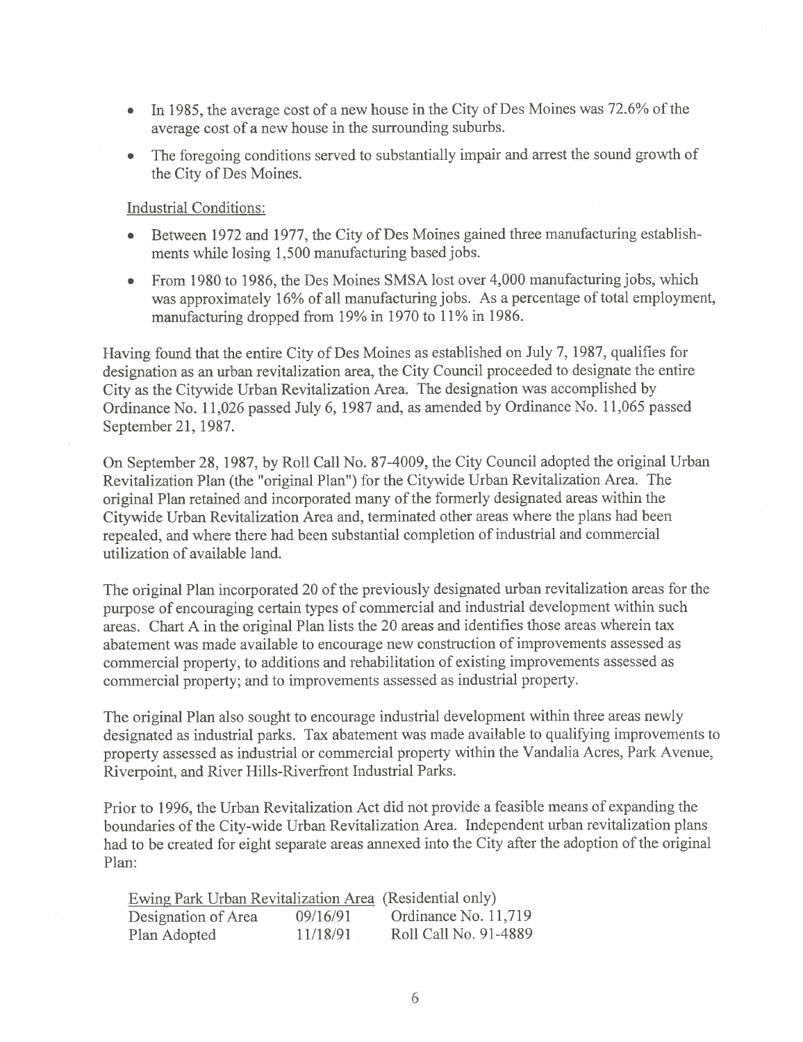- In 1985, the average cost of a new house in the City of Des Moines was 72.6% of the average cost of a new house in the surrounding suburbs.
- The foregoing conditions served to substantially impair and arrest the sound growth of the City of Des Moines.

Industrial Conditions:

- Between 1972 and 1977, the City of Des Moines gained three manufacturing establishments while losing 1,500 manufacturing based jobs.
- From 1980 to 1986, the Des Moines SMSA lost over 4,000 manufacturing jobs, which was approximately 16% of all manufacturing jobs. As a percentage of total employment, manufacturing dropped from 19% in 1970 to 11% in 1986.

Having found that the entire City of Des Moines as established on July 7, 1987, qualifies for designation as an urban revitalization area, the City Council proceeded to designate the entire City as the Citywide Urban Revitalization Area. The designation was accomplished by Ordinance No. 11,026 passed July 6, 1987 and, as amended by Ordinance No. 11,065 passed September 21, 1987.

On September 28, 1987, by Roll Call No. 87-4009, the City Council adopted the original Urban Revitalization Plan (the "original Plan") for the Citywide Urban Revitalization Area. The original Plan retained and incorporated many of the formerly designated areas within the Citywide Urban Revitalization Area and, terminated other areas where the plans had been repealed, and where there had been substantial completion of industrial and commercial utilization of available land.

The original Plan incorporated 20 of the previously designated urban revitalization areas for the purpose of encouraging certain types of commercial and industrial development within such areas. Chart A in the original Plan lists the 20 areas and identifies those areas wherein tax abatement was made available to encourage new construction of improvements assessed as commercial property, to additions and rehabilitation of existing improvements assessed as commercial property; and to improvements assessed as industrial property.

The original Plan also sought to encourage industrial development within three areas newly designated as industrial parks. Tax abatement was made available to qualifying improvements to property assessed as industrial or commercial property within the Vandalia Acres, Park Avenue, Riverpoint, and River Hills-Riverfront Industrial Parks.

Prior to 1996, the Urban Revitalization Act did not provide a feasible means of expanding the boundaries of the City-wide Urban Revitalization Area. Independent urban revitalization plans had to be created for eight separate areas annexed into the City after the adoption of the original Plan:

| Ewing Park Urban Revitalization Area | (Residential only) | |
|---|---|---|
| Designation of Area | 09/16/91 | Ordinance No. 11,719 |
| Plan Adopted | 11/18/91 | Roll Call No. 91-4889 |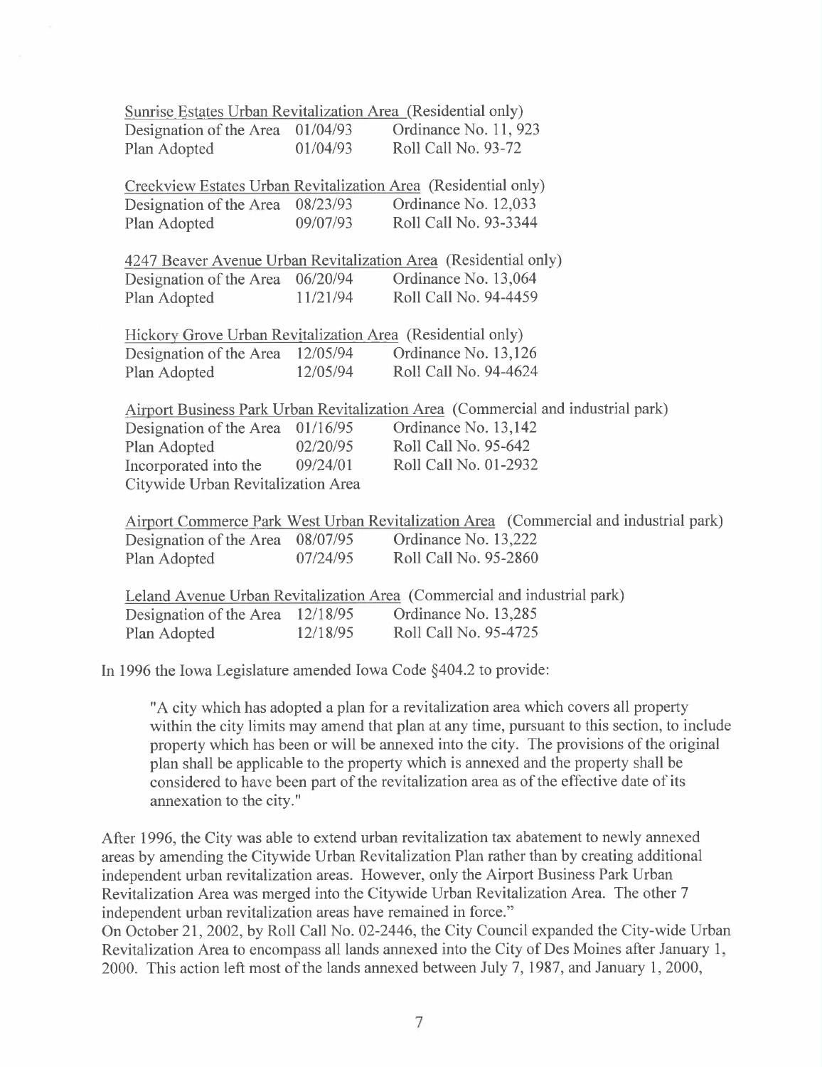Sunrise Estates Urban Revitalization Area (Residential only)

| | | |
|---|---|---|
| Designation of the Area | 01/04/93 | Ordinance No. 11, 923 |
| Plan Adopted | 01/04/93 | Roll Call No. 93-72 |

Creekview Estates Urban Revitalization Area (Residential only)

| | | |
|---|---|---|
| Designation of the Area | 08/23/93 | Ordinance No. 12,033 |
| Plan Adopted | 09/07/93 | Roll Call No. 93-3344 |

4247 Beaver Avenue Urban Revitalization Area (Residential only)

| | | |
|---|---|---|
| Designation of the Area | 06/20/94 | Ordinance No. 13,064 |
| Plan Adopted | 11/21/94 | Roll Call No. 94-4459 |

Hickory Grove Urban Revitalization Area (Residential only)

| | | |
|---|---|---|
| Designation of the Area | 12/05/94 | Ordinance No. 13,126 |
| Plan Adopted | 12/05/94 | Roll Call No. 94-4624 |

Airport Business Park Urban Revitalization Area (Commercial and industrial park)

| | | |
|---|---|---|
| Designation of the Area | 01/16/95 | Ordinance No. 13,142 |
| Plan Adopted | 02/20/95 | Roll Call No. 95-642 |
| Incorporated into the Citywide Urban Revitalization Area | 09/24/01 | Roll Call No. 01-2932 |

Airport Commerce Park West Urban Revitalization Area (Commercial and industrial park)

| | | |
|---|---|---|
| Designation of the Area | 08/07/95 | Ordinance No. 13,222 |
| Plan Adopted | 07/24/95 | Roll Call No. 95-2860 |

Leland Avenue Urban Revitalization Area (Commercial and industrial park)

| | | |
|---|---|---|
| Designation of the Area | 12/18/95 | Ordinance No. 13,285 |
| Plan Adopted | 12/18/95 | Roll Call No. 95-4725 |

In 1996 the Iowa Legislature amended Iowa Code §404.2 to provide:

> "A city which has adopted a plan for a revitalization area which covers all property within the city limits may amend that plan at any time, pursuant to this section, to include property which has been or will be annexed into the city. The provisions of the original plan shall be applicable to the property which is annexed and the property shall be considered to have been part of the revitalization area as of the effective date of its annexation to the city."

After 1996, the City was able to extend urban revitalization tax abatement to newly annexed areas by amending the Citywide Urban Revitalization Plan rather than by creating additional independent urban revitalization areas. However, only the Airport Business Park Urban Revitalization Area was merged into the Citywide Urban Revitalization Area. The other 7 independent urban revitalization areas have remained in force."

On October 21, 2002, by Roll Call No. 02-2446, the City Council expanded the City-wide Urban Revitalization Area to encompass all lands annexed into the City of Des Moines after January 1, 2000. This action left most of the lands annexed between July 7, 1987, and January 1, 2000,